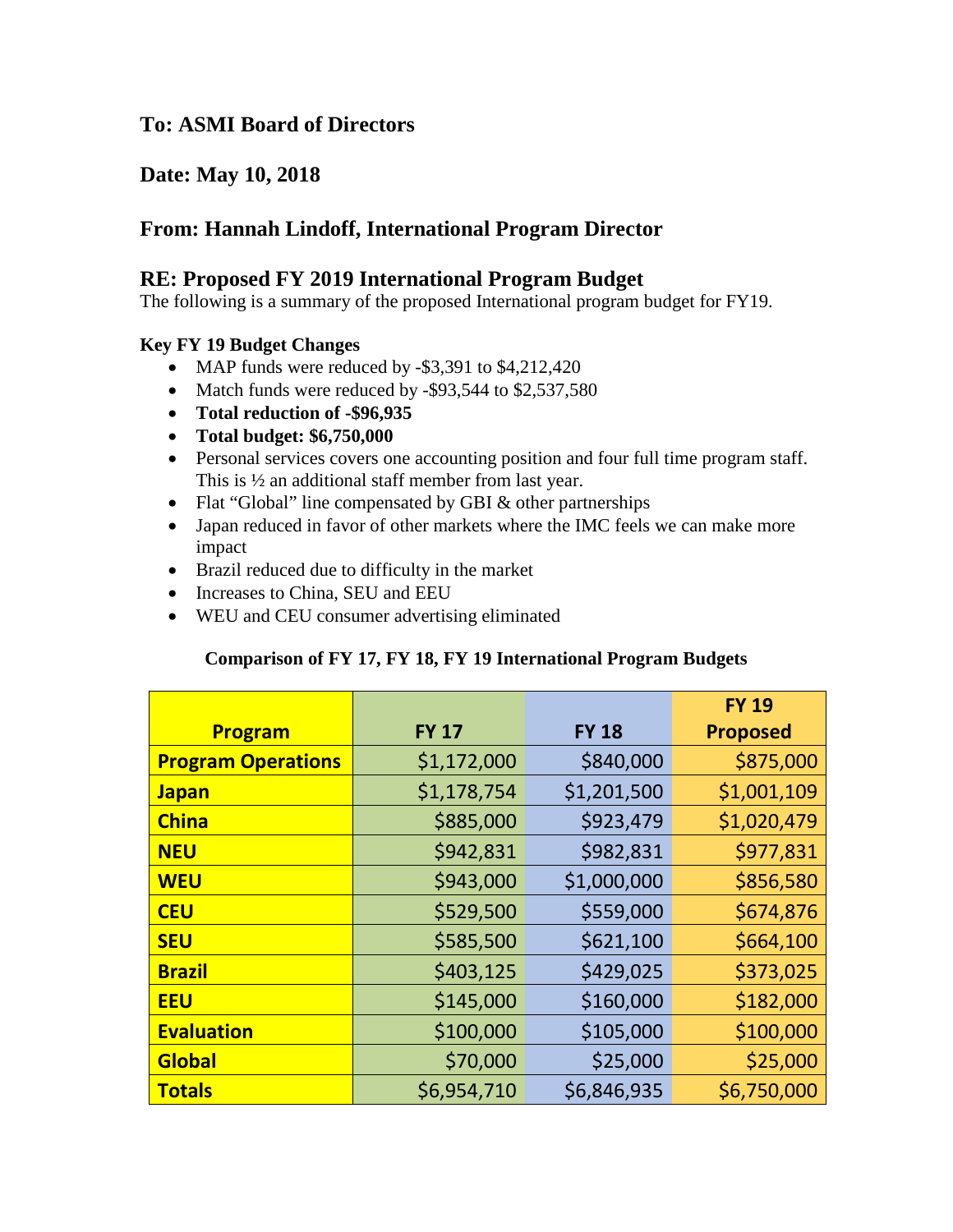## To: ASMI Board of Directors

## Date: May 10, 2018

## From: Hannah Lindoff, International Program Director

## RE: Proposed FY 2019 International Program Budget

The following is a summary of the proposed International program budget for FY19.

**Key FY 19 Budget Changes**

- MAP funds were reduced by -$3,391 to $4,212,420
- Match funds were reduced by -$93,544 to $2,537,580
- **Total reduction of -$96,935**
- **Total budget: $6,750,000**
- Personal services covers one accounting position and four full time program staff. This is ½ an additional staff member from last year.
- Flat "Global" line compensated by GBI & other partnerships
- Japan reduced in favor of other markets where the IMC feels we can make more impact
- Brazil reduced due to difficulty in the market
- Increases to China, SEU and EEU
- WEU and CEU consumer advertising eliminated

**Comparison of FY 17, FY 18, FY 19 International Program Budgets**

| Program | FY 17 | FY 18 | FY 19 Proposed |
|---|---|---|---|
| Program Operations | $1,172,000 | $840,000 | $875,000 |
| Japan | $1,178,754 | $1,201,500 | $1,001,109 |
| China | $885,000 | $923,479 | $1,020,479 |
| NEU | $942,831 | $982,831 | $977,831 |
| WEU | $943,000 | $1,000,000 | $856,580 |
| CEU | $529,500 | $559,000 | $674,876 |
| SEU | $585,500 | $621,100 | $664,100 |
| Brazil | $403,125 | $429,025 | $373,025 |
| EEU | $145,000 | $160,000 | $182,000 |
| Evaluation | $100,000 | $105,000 | $100,000 |
| Global | $70,000 | $25,000 | $25,000 |
| Totals | $6,954,710 | $6,846,935 | $6,750,000 |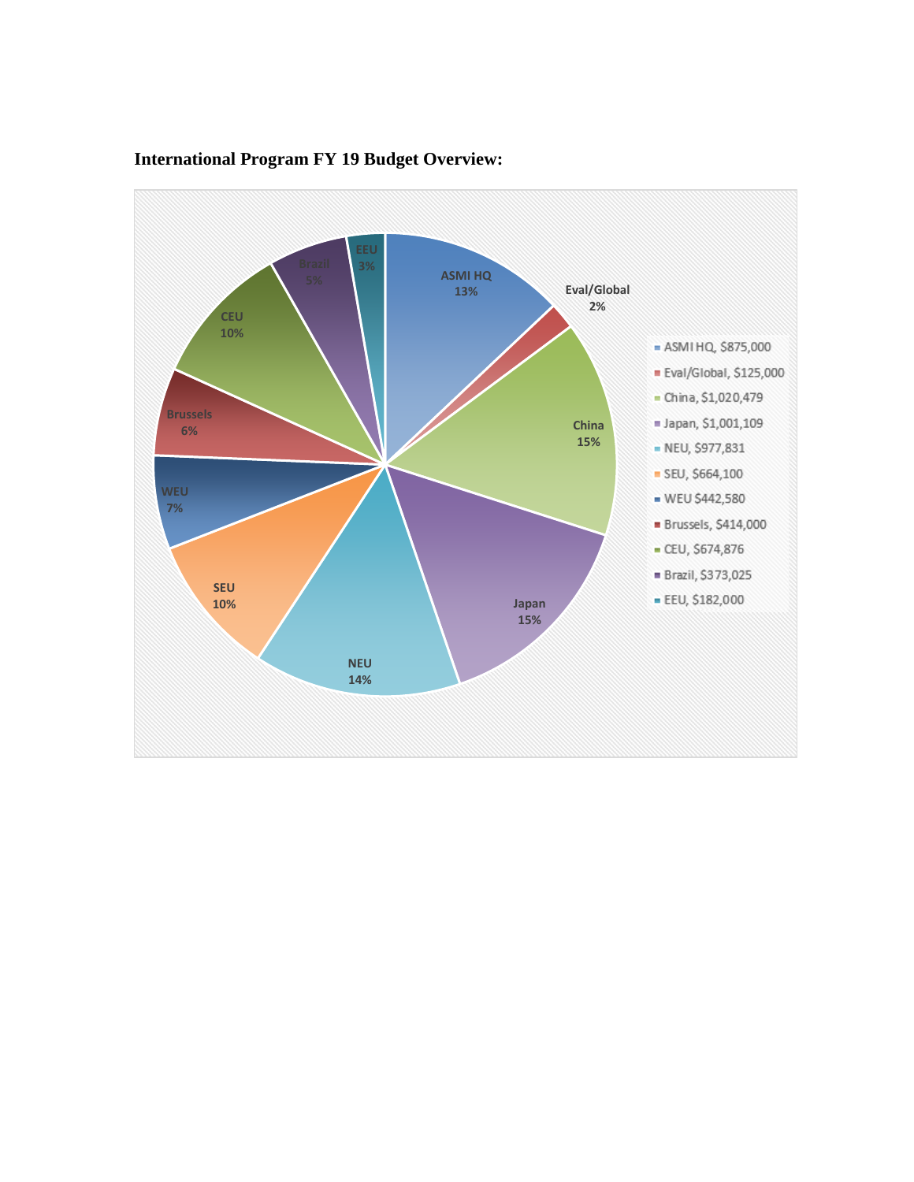**International Program FY 19 Budget Overview:**

- ASMI HQ, $875,000 (13%)
- Eval/Global, $125,000 (2%)
- China, $1,020,479 (15%)
- Japan, $1,001,109 (15%)
- NEU, $977,831 (14%)
- SEU, $664,100 (10%)
- WEU $442,580 (7%)
- Brussels, $414,000 (6%)
- CEU, $674,876 (10%)
- Brazil, $373,025 (5%)
- EEU, $182,000 (3%)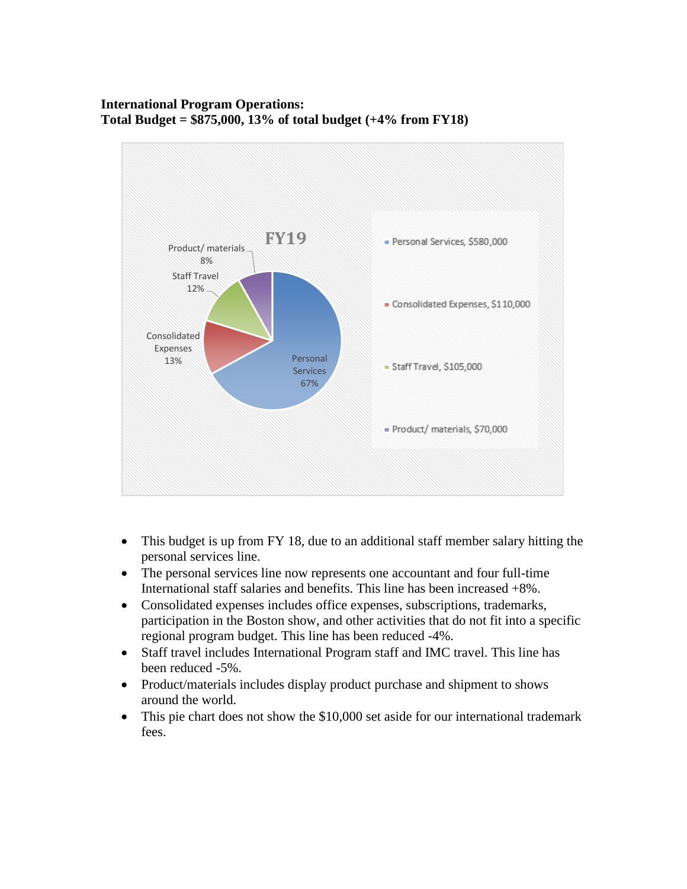**International Program Operations:**
**Total Budget = $875,000, 13% of total budget (+4% from FY18)**

FY19

- Personal Services, $580,000
- Consolidated Expenses, $110,000
- Staff Travel, $105,000
- Product/ materials, $70,000

Personal Services 67%
Consolidated Expenses 13%
Staff Travel 12%
Product/ materials 8%

- This budget is up from FY 18, due to an additional staff member salary hitting the personal services line.
- The personal services line now represents one accountant and four full-time International staff salaries and benefits. This line has been increased +8%.
- Consolidated expenses includes office expenses, subscriptions, trademarks, participation in the Boston show, and other activities that do not fit into a specific regional program budget. This line has been reduced -4%.
- Staff travel includes International Program staff and IMC travel. This line has been reduced -5%.
- Product/materials includes display product purchase and shipment to shows around the world.
- This pie chart does not show the $10,000 set aside for our international trademark fees.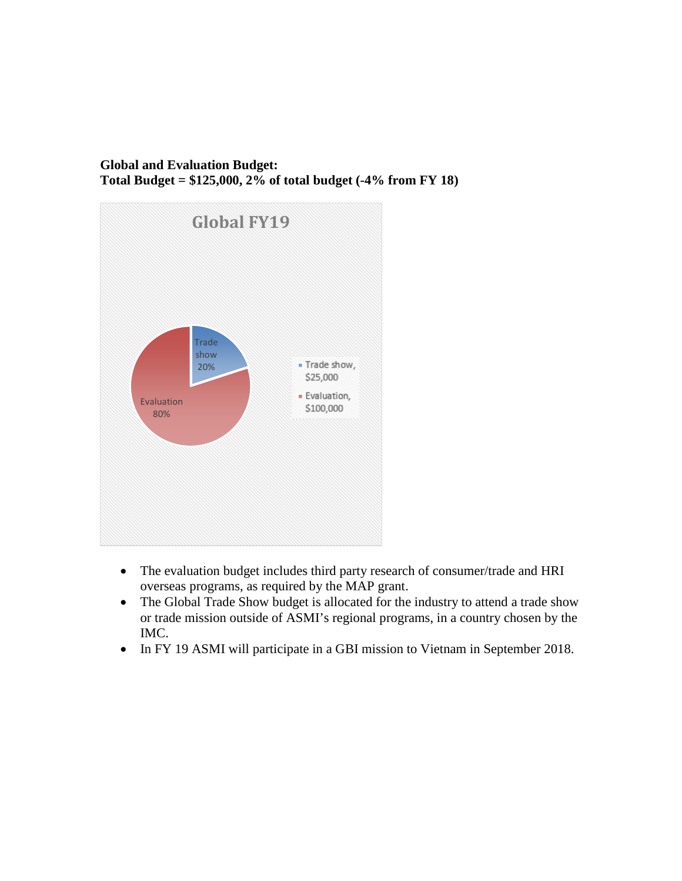**Global and Evaluation Budget:**
**Total Budget = $125,000, 2% of total budget (-4% from FY 18)**

Global FY19

| Category | Amount | Share |
|---|---|---|
| Trade show | $25,000 | 20% |
| Evaluation | $100,000 | 80% |

- The evaluation budget includes third party research of consumer/trade and HRI overseas programs, as required by the MAP grant.
- The Global Trade Show budget is allocated for the industry to attend a trade show or trade mission outside of ASMI's regional programs, in a country chosen by the IMC.
- In FY 19 ASMI will participate in a GBI mission to Vietnam in September 2018.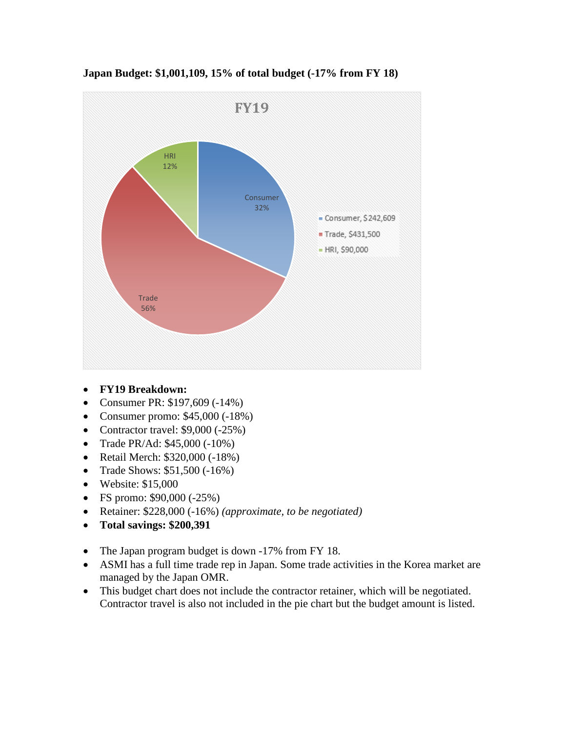**Japan Budget: $1,001,109, 15% of total budget (-17% from FY 18)**

- **FY19 Breakdown:**
- Consumer PR: $197,609 (-14%)
- Consumer promo: $45,000 (-18%)
- Contractor travel: $9,000 (-25%)
- Trade PR/Ad: $45,000 (-10%)
- Retail Merch: $320,000 (-18%)
- Trade Shows: $51,500 (-16%)
- Website: $15,000
- FS promo: $90,000 (-25%)
- Retainer: $228,000 (-16%) *(approximate, to be negotiated)*
- **Total savings: $200,391**

- The Japan program budget is down -17% from FY 18.
- ASMI has a full time trade rep in Japan. Some trade activities in the Korea market are managed by the Japan OMR.
- This budget chart does not include the contractor retainer, which will be negotiated. Contractor travel is also not included in the pie chart but the budget amount is listed.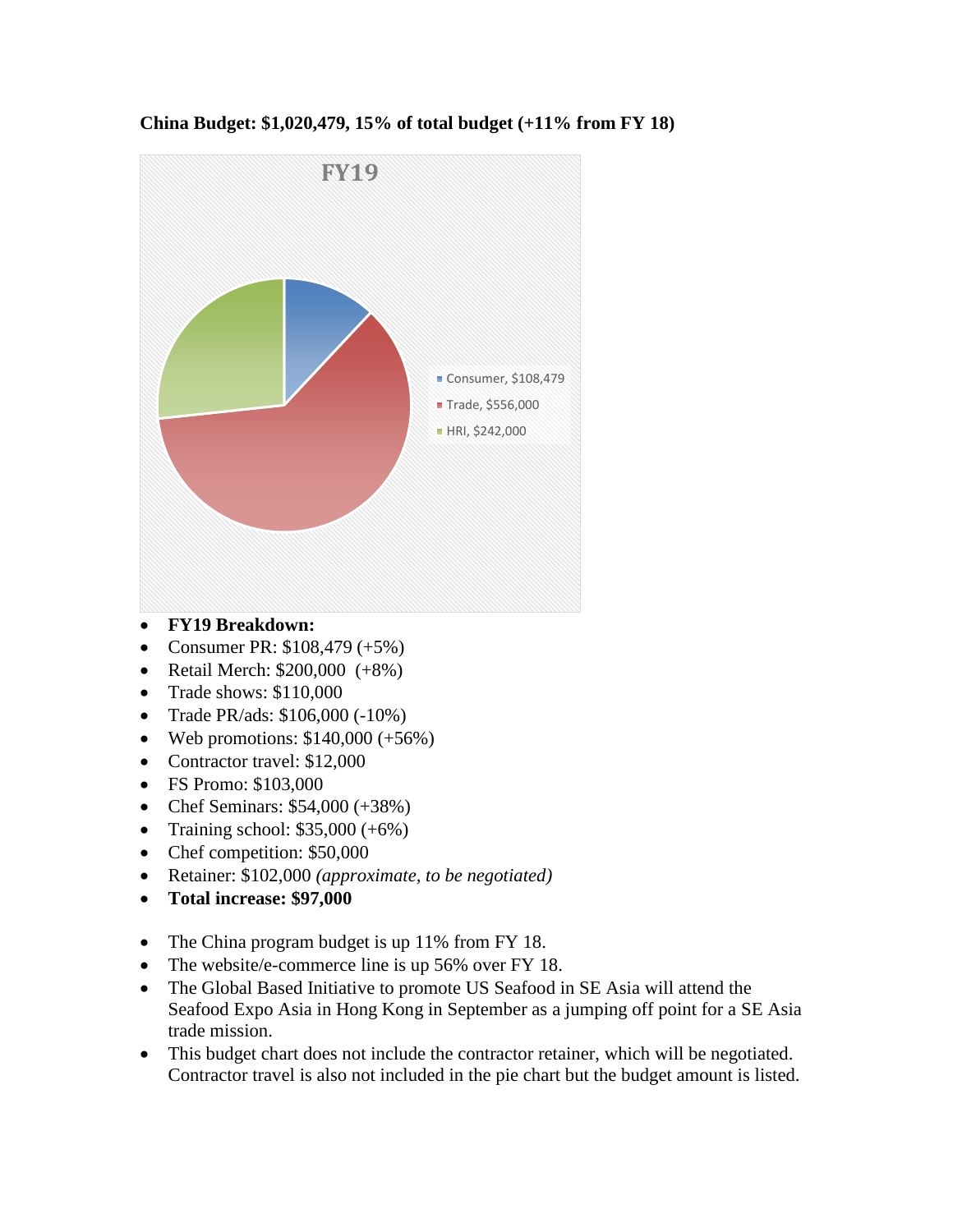**China Budget: $1,020,479, 15% of total budget (+11% from FY 18)**

- **FY19 Breakdown:**
- Consumer PR: $108,479 (+5%)
- Retail Merch: $200,000 (+8%)
- Trade shows: $110,000
- Trade PR/ads: $106,000 (-10%)
- Web promotions: $140,000 (+56%)
- Contractor travel: $12,000
- FS Promo: $103,000
- Chef Seminars: $54,000 (+38%)
- Training school: $35,000 (+6%)
- Chef competition: $50,000
- Retainer: $102,000 *(approximate, to be negotiated)*
- **Total increase: $97,000**

- The China program budget is up 11% from FY 18.
- The website/e-commerce line is up 56% over FY 18.
- The Global Based Initiative to promote US Seafood in SE Asia will attend the Seafood Expo Asia in Hong Kong in September as a jumping off point for a SE Asia trade mission.
- This budget chart does not include the contractor retainer, which will be negotiated. Contractor travel is also not included in the pie chart but the budget amount is listed.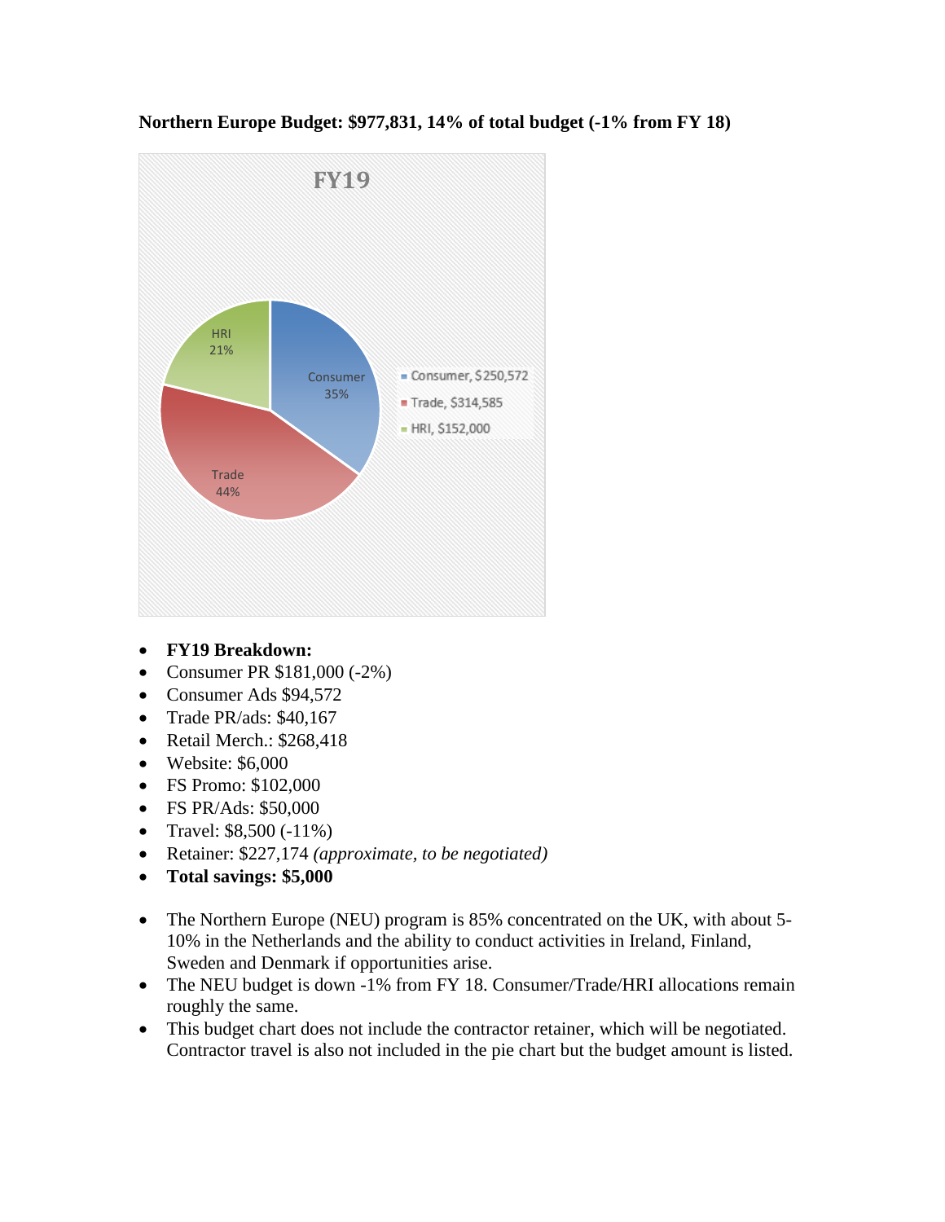**Northern Europe Budget: $977,831, 14% of total budget (-1% from FY 18)**

FY19

- Consumer, $250,572 — Consumer 35%
- Trade, $314,585 — Trade 44%
- HRI, $152,000 — HRI 21%

- **FY19 Breakdown:**
- Consumer PR $181,000 (-2%)
- Consumer Ads $94,572
- Trade PR/ads: $40,167
- Retail Merch.: $268,418
- Website: $6,000
- FS Promo: $102,000
- FS PR/Ads: $50,000
- Travel: $8,500 (-11%)
- Retainer: $227,174 *(approximate, to be negotiated)*
- **Total savings: $5,000**

- The Northern Europe (NEU) program is 85% concentrated on the UK, with about 5-10% in the Netherlands and the ability to conduct activities in Ireland, Finland, Sweden and Denmark if opportunities arise.
- The NEU budget is down -1% from FY 18. Consumer/Trade/HRI allocations remain roughly the same.
- This budget chart does not include the contractor retainer, which will be negotiated. Contractor travel is also not included in the pie chart but the budget amount is listed.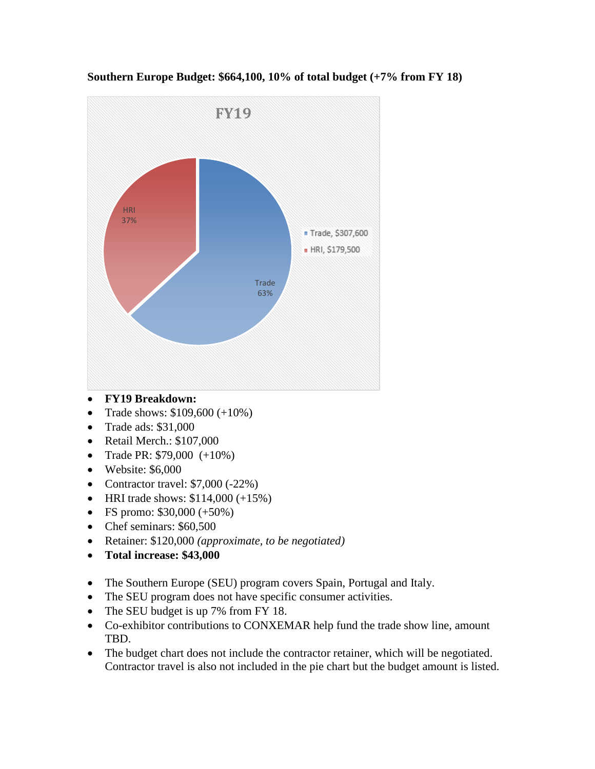**Southern Europe Budget: $664,100, 10% of total budget (+7% from FY 18)**

- **FY19 Breakdown:**
- Trade shows: $109,600 (+10%)
- Trade ads: $31,000
- Retail Merch.: $107,000
- Trade PR: $79,000 (+10%)
- Website: $6,000
- Contractor travel: $7,000 (-22%)
- HRI trade shows: $114,000 (+15%)
- FS promo: $30,000 (+50%)
- Chef seminars: $60,500
- Retainer: $120,000 *(approximate, to be negotiated)*
- **Total increase: $43,000**

- The Southern Europe (SEU) program covers Spain, Portugal and Italy.
- The SEU program does not have specific consumer activities.
- The SEU budget is up 7% from FY 18.
- Co-exhibitor contributions to CONXEMAR help fund the trade show line, amount TBD.
- The budget chart does not include the contractor retainer, which will be negotiated. Contractor travel is also not included in the pie chart but the budget amount is listed.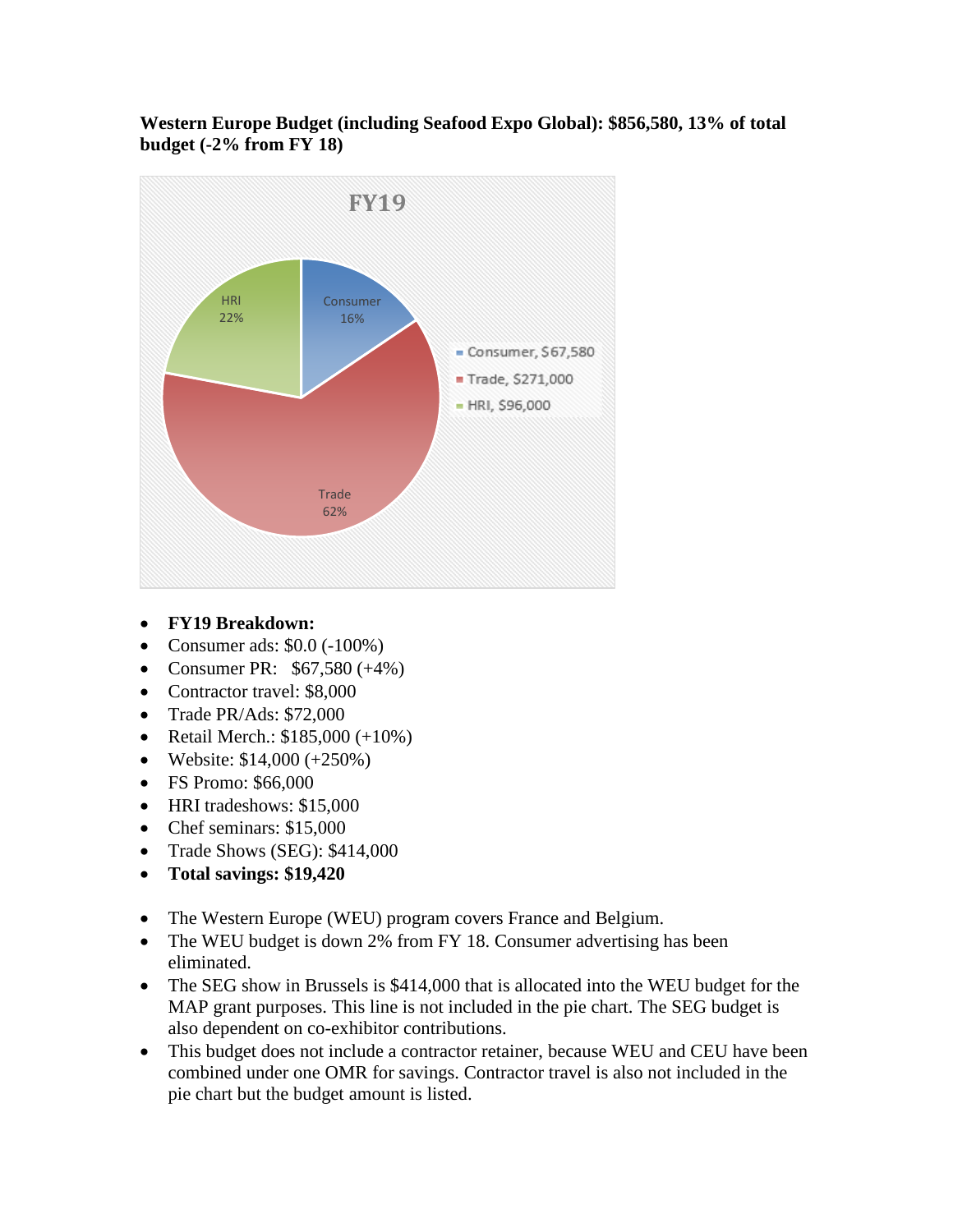**Western Europe Budget (including Seafood Expo Global): $856,580, 13% of total budget (-2% from FY 18)**

- **FY19 Breakdown:**
- Consumer ads: $0.0 (-100%)
- Consumer PR: $67,580 (+4%)
- Contractor travel: $8,000
- Trade PR/Ads: $72,000
- Retail Merch.: $185,000 (+10%)
- Website: $14,000 (+250%)
- FS Promo: $66,000
- HRI tradeshows: $15,000
- Chef seminars: $15,000
- Trade Shows (SEG): $414,000
- **Total savings: $19,420**

- The Western Europe (WEU) program covers France and Belgium.
- The WEU budget is down 2% from FY 18. Consumer advertising has been eliminated.
- The SEG show in Brussels is $414,000 that is allocated into the WEU budget for the MAP grant purposes. This line is not included in the pie chart. The SEG budget is also dependent on co-exhibitor contributions.
- This budget does not include a contractor retainer, because WEU and CEU have been combined under one OMR for savings. Contractor travel is also not included in the pie chart but the budget amount is listed.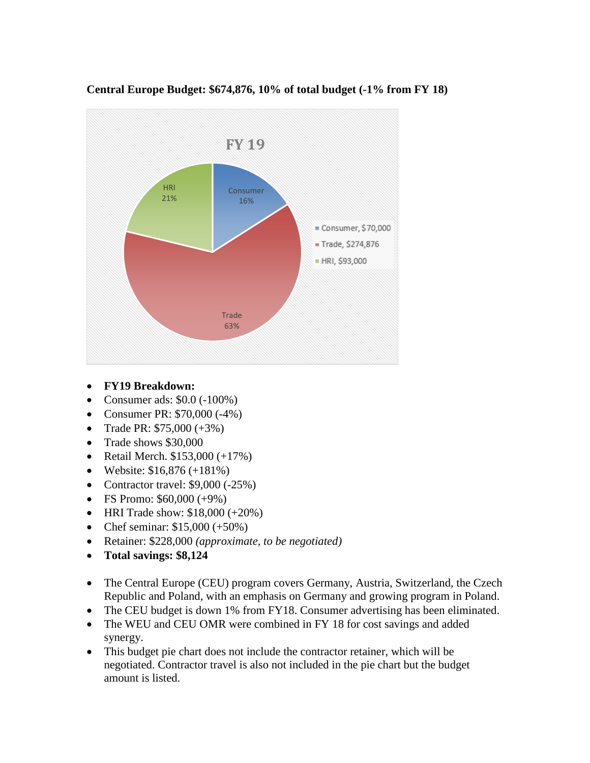**Central Europe Budget: $674,876, 10% of total budget (-1% from FY 18)**

FY 19

| Category | Amount | Share |
|---|---|---|
| Consumer | $70,000 | 16% |
| Trade | $274,876 | 63% |
| HRI | $93,000 | 21% |

- **FY19 Breakdown:**
- Consumer ads: $0.0 (-100%)
- Consumer PR: $70,000 (-4%)
- Trade PR: $75,000 (+3%)
- Trade shows $30,000
- Retail Merch. $153,000 (+17%)
- Website: $16,876 (+181%)
- Contractor travel: $9,000 (-25%)
- FS Promo: $60,000 (+9%)
- HRI Trade show: $18,000 (+20%)
- Chef seminar: $15,000 (+50%)
- Retainer: $228,000 *(approximate, to be negotiated)*
- **Total savings: $8,124**

- The Central Europe (CEU) program covers Germany, Austria, Switzerland, the Czech Republic and Poland, with an emphasis on Germany and growing program in Poland.
- The CEU budget is down 1% from FY18. Consumer advertising has been eliminated.
- The WEU and CEU OMR were combined in FY 18 for cost savings and added synergy.
- This budget pie chart does not include the contractor retainer, which will be negotiated. Contractor travel is also not included in the pie chart but the budget amount is listed.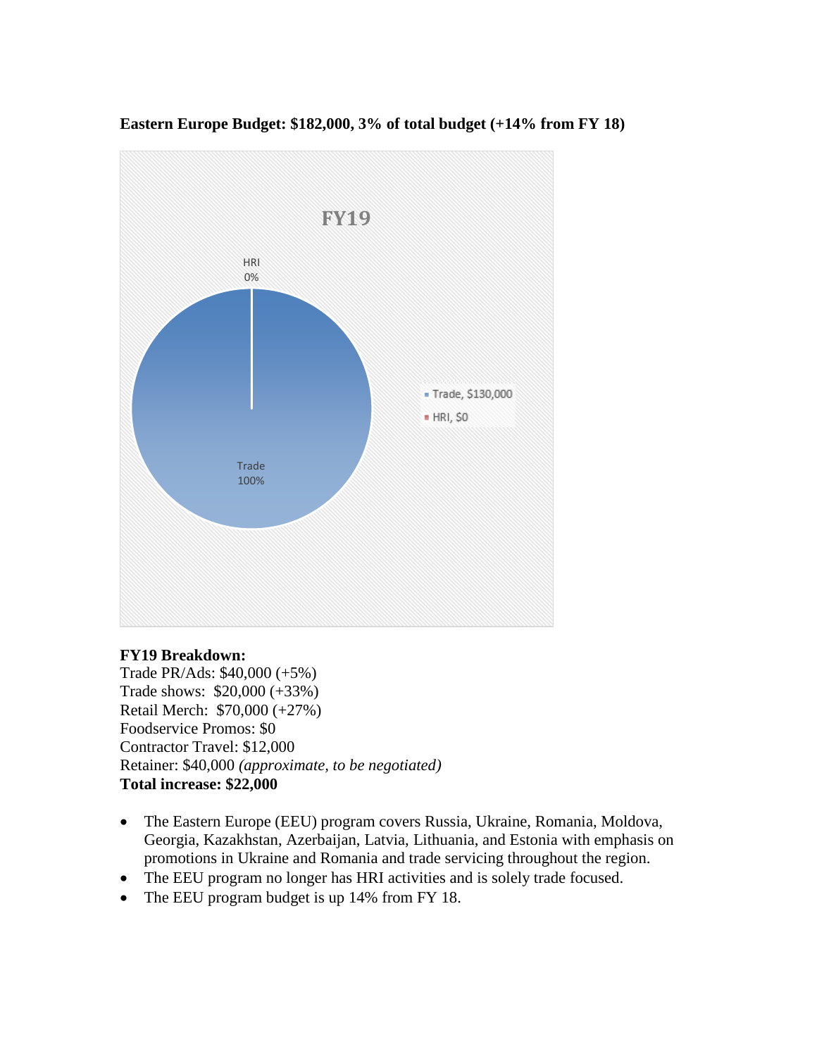**Eastern Europe Budget: $182,000, 3% of total budget (+14% from FY 18)**

**FY19 Breakdown:**
Trade PR/Ads: $40,000 (+5%)
Trade shows: $20,000 (+33%)
Retail Merch: $70,000 (+27%)
Foodservice Promos: $0
Contractor Travel: $12,000
Retainer: $40,000 *(approximate, to be negotiated)*
**Total increase: $22,000**

- The Eastern Europe (EEU) program covers Russia, Ukraine, Romania, Moldova, Georgia, Kazakhstan, Azerbaijan, Latvia, Lithuania, and Estonia with emphasis on promotions in Ukraine and Romania and trade servicing throughout the region.
- The EEU program no longer has HRI activities and is solely trade focused.
- The EEU program budget is up 14% from FY 18.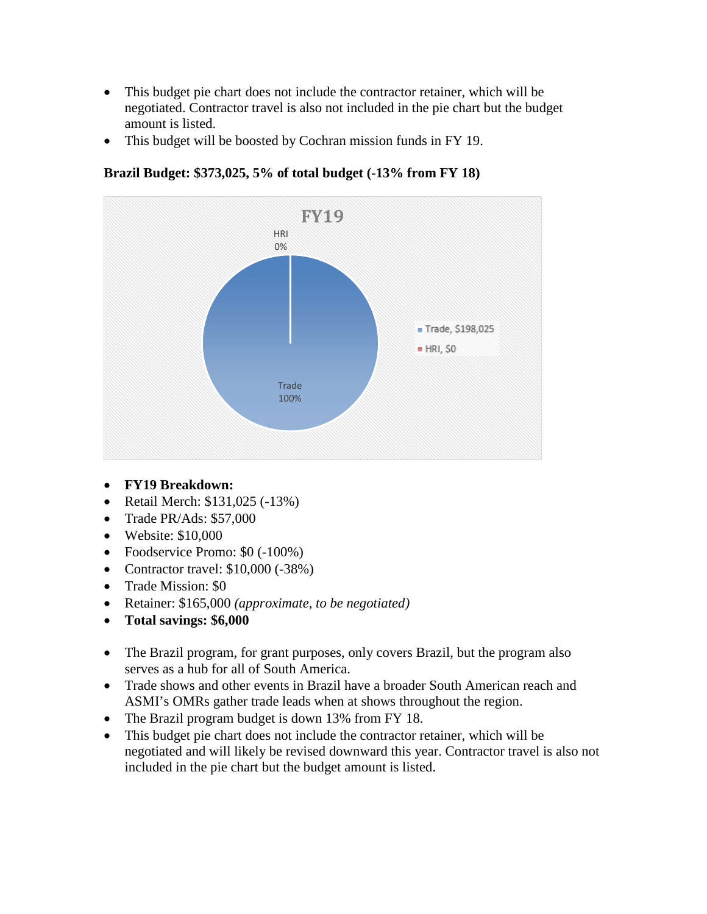- This budget pie chart does not include the contractor retainer, which will be negotiated. Contractor travel is also not included in the pie chart but the budget amount is listed.
- This budget will be boosted by Cochran mission funds in FY 19.

**Brazil Budget: $373,025, 5% of total budget (-13% from FY 18)**

FY19

HRI
0%

Trade
100%

Trade, $198,025

HRI, $0

- **FY19 Breakdown:**
- Retail Merch: $131,025 (-13%)
- Trade PR/Ads: $57,000
- Website: $10,000
- Foodservice Promo: $0 (-100%)
- Contractor travel: $10,000 (-38%)
- Trade Mission: $0
- Retainer: $165,000 *(approximate, to be negotiated)*
- **Total savings: $6,000**

- The Brazil program, for grant purposes, only covers Brazil, but the program also serves as a hub for all of South America.
- Trade shows and other events in Brazil have a broader South American reach and ASMI's OMRs gather trade leads when at shows throughout the region.
- The Brazil program budget is down 13% from FY 18.
- This budget pie chart does not include the contractor retainer, which will be negotiated and will likely be revised downward this year. Contractor travel is also not included in the pie chart but the budget amount is listed.